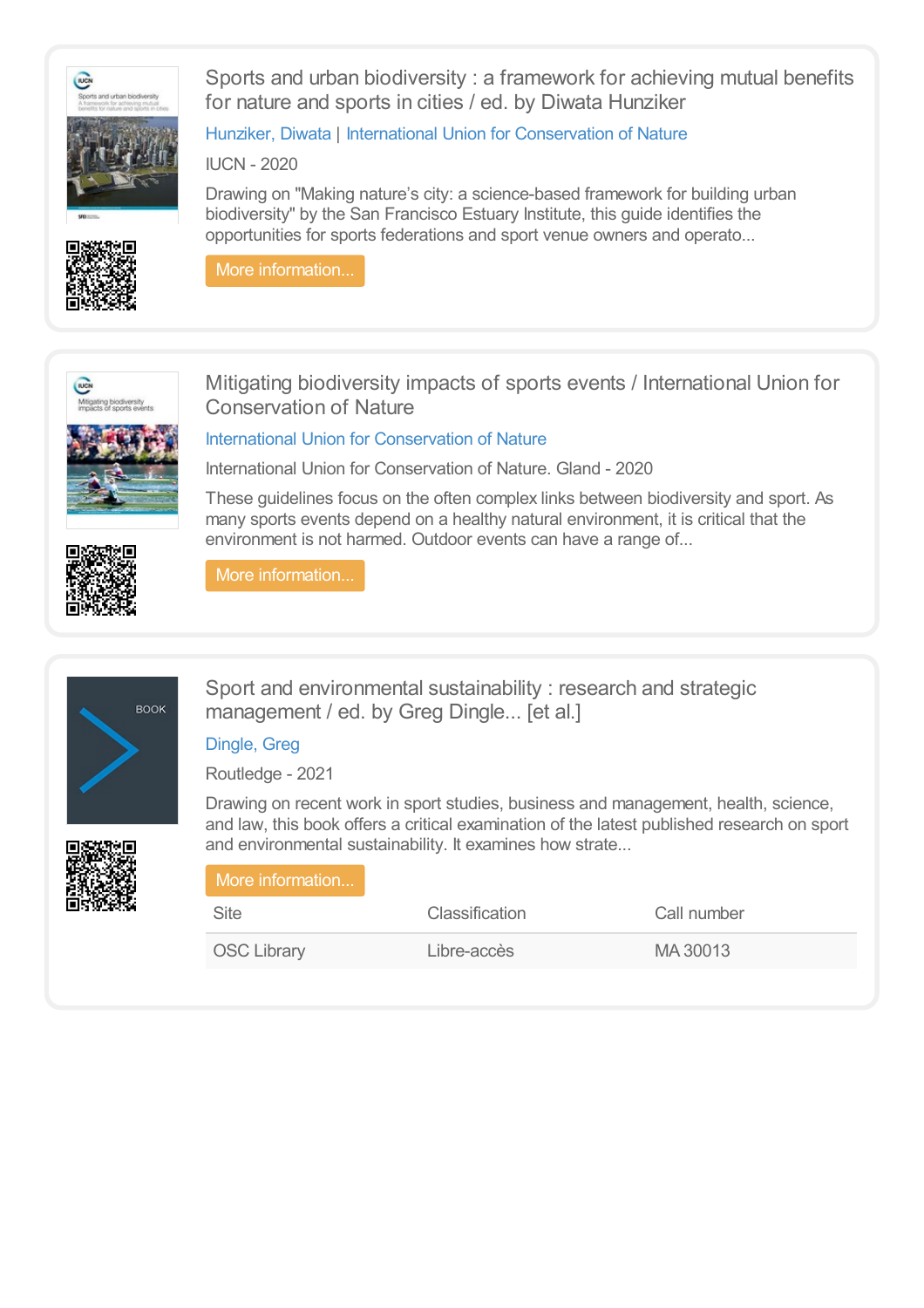## Sports and urban biodiversity : a framework for achieving mutual benefits for nature and sports in cities / ed. by Diwata Hunziker

Hunziker, Diwata | International Union for Conservation of Nature

IUCN - 2020

Drawing on "Making nature's city: a science-based framework for building urban biodiversity" by the San Francisco Estuary Institute, this guide identifies the opportunities for sports federations and sport venue owners and operato...

More information...

## Mitigating biodiversity impacts of sports events / International Union for Conservation of Nature

International Union for Conservation of Nature

International Union for Conservation of Nature. Gland - 2020

These guidelines focus on the often complex links between biodiversity and sport. As many sports events depend on a healthy natural environment, it is critical that the environment is not harmed. Outdoor events can have a range of...

More information...

## Sport and environmental sustainability : research and strategic management / ed. by Greg Dingle... [et al.]

Dingle, Greg

Routledge - 2021

Drawing on recent work in sport studies, business and management, health, science, and law, this book offers a critical examination of the latest published research on sport and environmental sustainability. It examines how strate...

More information...

| Site | Classification | Call number |
| --- | --- | --- |
| OSC Library | Libre-accès | MA 30013 |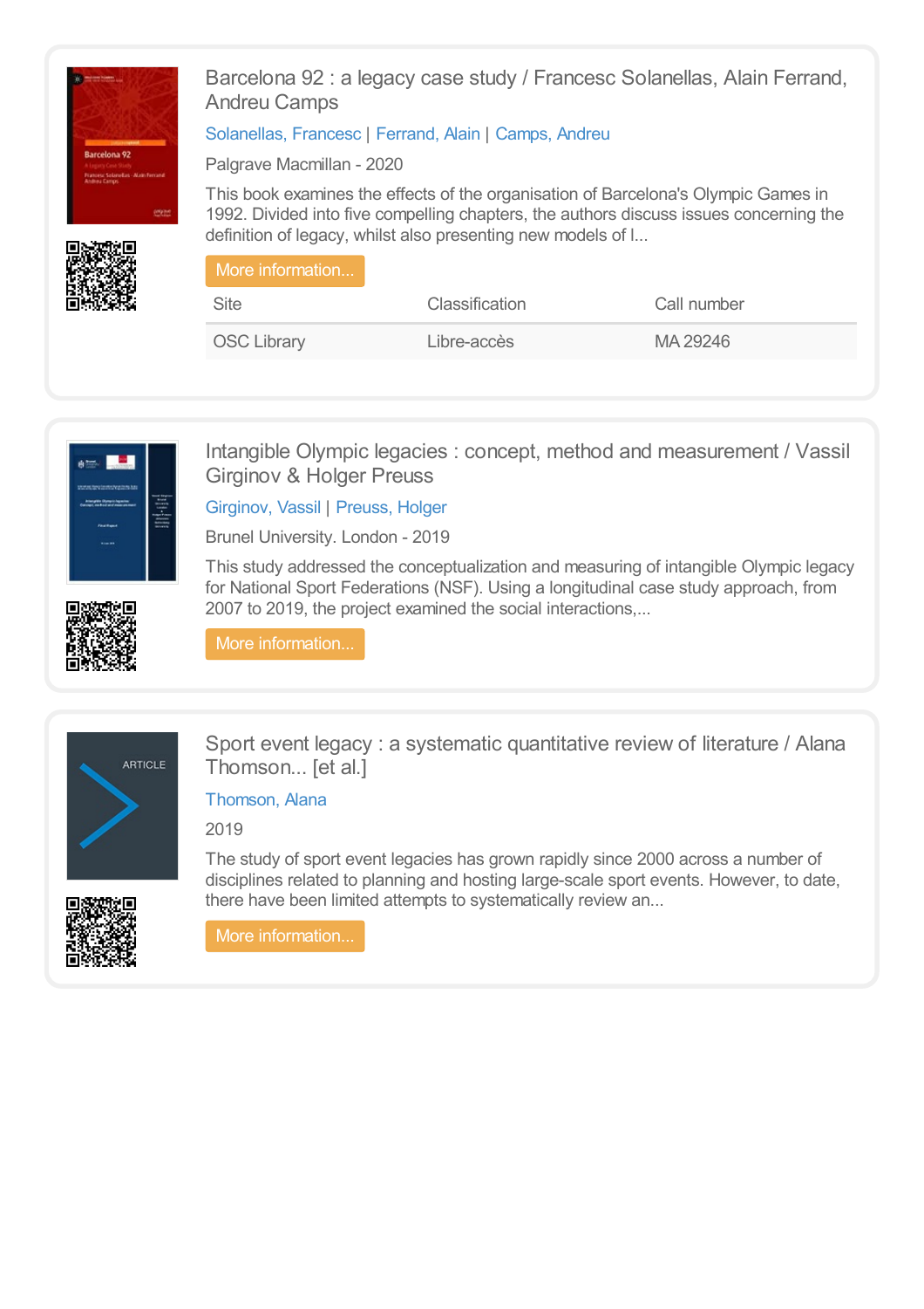## Barcelona 92 : a legacy case study / Francesc Solanellas, Alain Ferrand, Andreu Camps

Solanellas, Francesc | Ferrand, Alain | Camps, Andreu

Palgrave Macmillan - 2020

This book examines the effects of the organisation of Barcelona's Olympic Games in 1992. Divided into five compelling chapters, the authors discuss issues concerning the definition of legacy, whilst also presenting new models of l...

More information...

| Site | Classification | Call number |
| --- | --- | --- |
| OSC Library | Libre-accès | MA 29246 |

## Intangible Olympic legacies : concept, method and measurement / Vassil Girginov & Holger Preuss

Girginov, Vassil | Preuss, Holger

Brunel University. London - 2019

This study addressed the conceptualization and measuring of intangible Olympic legacy for National Sport Federations (NSF). Using a longitudinal case study approach, from 2007 to 2019, the project examined the social interactions,...

More information...

## Sport event legacy : a systematic quantitative review of literature / Alana Thomson... [et al.]

Thomson, Alana

2019

The study of sport event legacies has grown rapidly since 2000 across a number of disciplines related to planning and hosting large-scale sport events. However, to date, there have been limited attempts to systematically review an...

More information...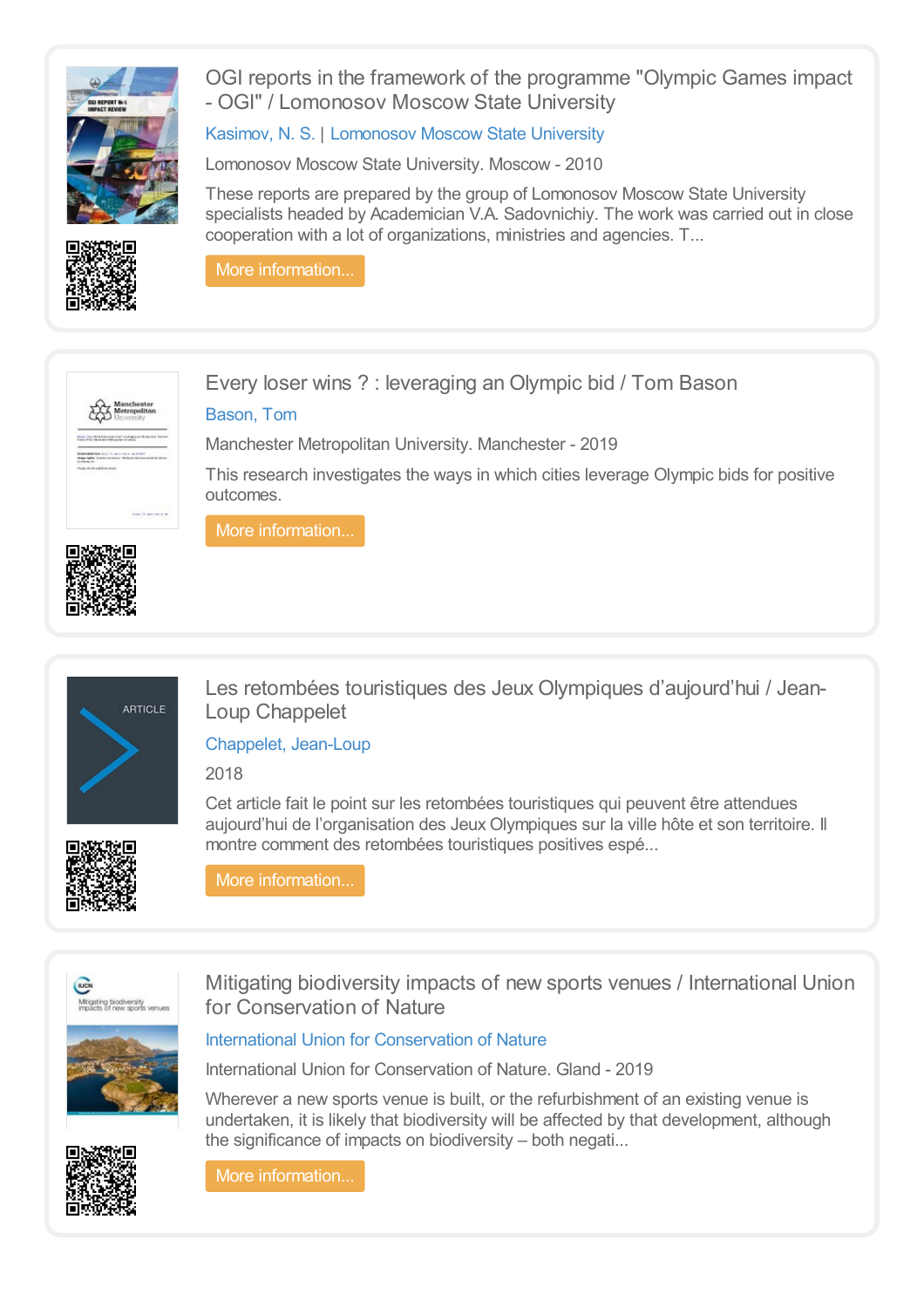## OGI reports in the framework of the programme "Olympic Games impact - OGI" / Lomonosov Moscow State University

Kasimov, N. S. | Lomonosov Moscow State University

Lomonosov Moscow State University. Moscow - 2010

These reports are prepared by the group of Lomonosov Moscow State University specialists headed by Academician V.A. Sadovnichiy. The work was carried out in close cooperation with a lot of organizations, ministries and agencies. T...

More information...

## Every loser wins ? : leveraging an Olympic bid / Tom Bason

Bason, Tom

Manchester Metropolitan University. Manchester - 2019

This research investigates the ways in which cities leverage Olympic bids for positive outcomes.

More information...

## Les retombées touristiques des Jeux Olympiques d'aujourd'hui / Jean-Loup Chappelet

Chappelet, Jean-Loup

2018

Cet article fait le point sur les retombées touristiques qui peuvent être attendues aujourd'hui de l'organisation des Jeux Olympiques sur la ville hôte et son territoire. Il montre comment des retombées touristiques positives espé...

More information...

## Mitigating biodiversity impacts of new sports venues / International Union for Conservation of Nature

International Union for Conservation of Nature

International Union for Conservation of Nature. Gland - 2019

Wherever a new sports venue is built, or the refurbishment of an existing venue is undertaken, it is likely that biodiversity will be affected by that development, although the significance of impacts on biodiversity – both negati...

More information...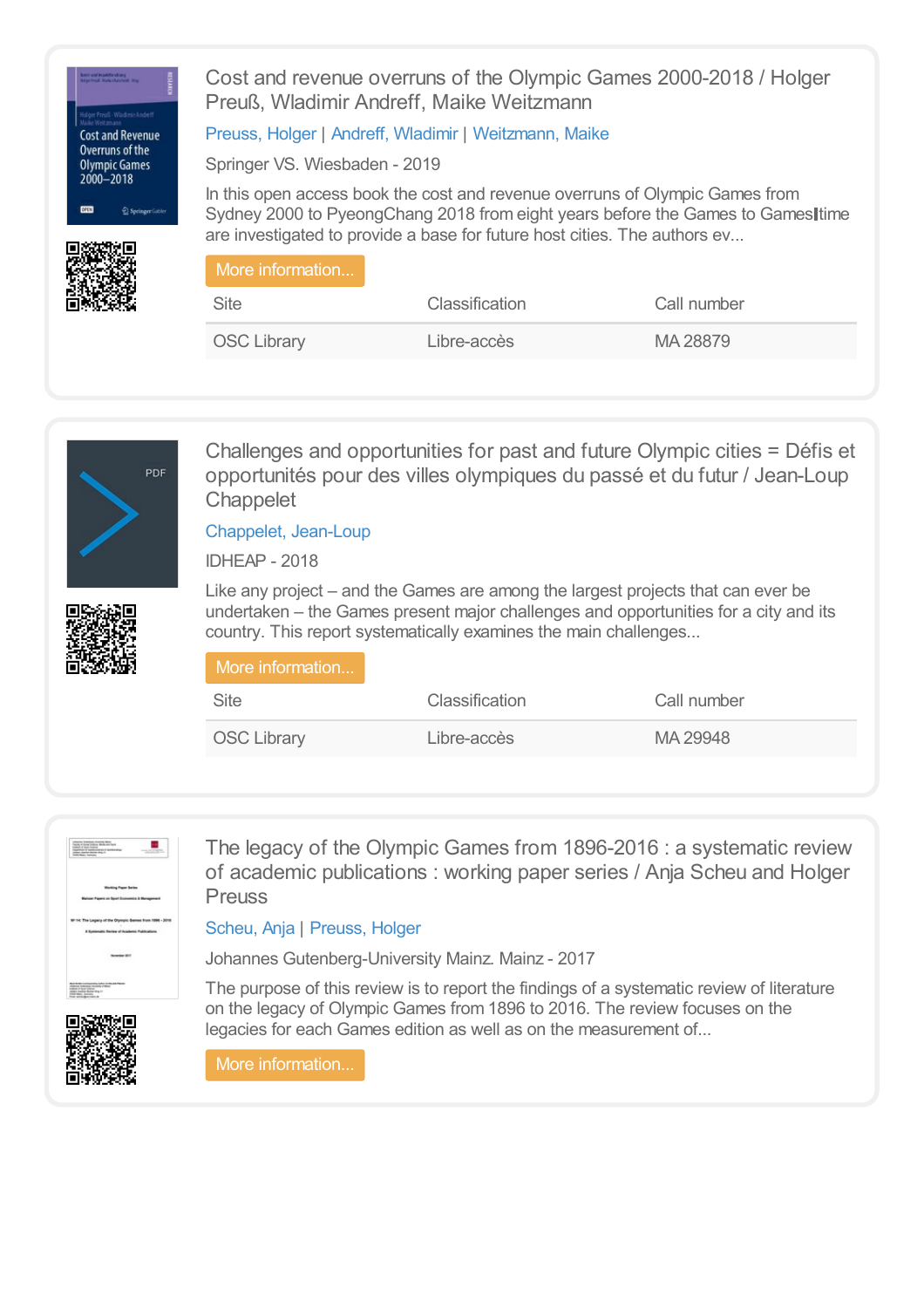## Cost and revenue overruns of the Olympic Games 2000-2018 / Holger Preuß, Wladimir Andreff, Maike Weitzmann

Preuss, Holger | Andreff, Wladimir | Weitzmann, Maike

Springer VS. Wiesbaden - 2019

In this open access book the cost and revenue overruns of Olympic Games from Sydney 2000 to PyeongChang 2018 from eight years before the Games to Games time are investigated to provide a base for future host cities. The authors ev...

More information...

| Site | Classification | Call number |
| --- | --- | --- |
| OSC Library | Libre-accès | MA 28879 |

## Challenges and opportunities for past and future Olympic cities = Défis et opportunités pour des villes olympiques du passé et du futur / Jean-Loup Chappelet

Chappelet, Jean-Loup

IDHEAP - 2018

Like any project – and the Games are among the largest projects that can ever be undertaken – the Games present major challenges and opportunities for a city and its country. This report systematically examines the main challenges...

More information...

| Site | Classification | Call number |
| --- | --- | --- |
| OSC Library | Libre-accès | MA 29948 |

## The legacy of the Olympic Games from 1896-2016 : a systematic review of academic publications : working paper series / Anja Scheu and Holger Preuss

Scheu, Anja | Preuss, Holger

Johannes Gutenberg-University Mainz. Mainz - 2017

The purpose of this review is to report the findings of a systematic review of literature on the legacy of Olympic Games from 1896 to 2016. The review focuses on the legacies for each Games edition as well as on the measurement of...

More information...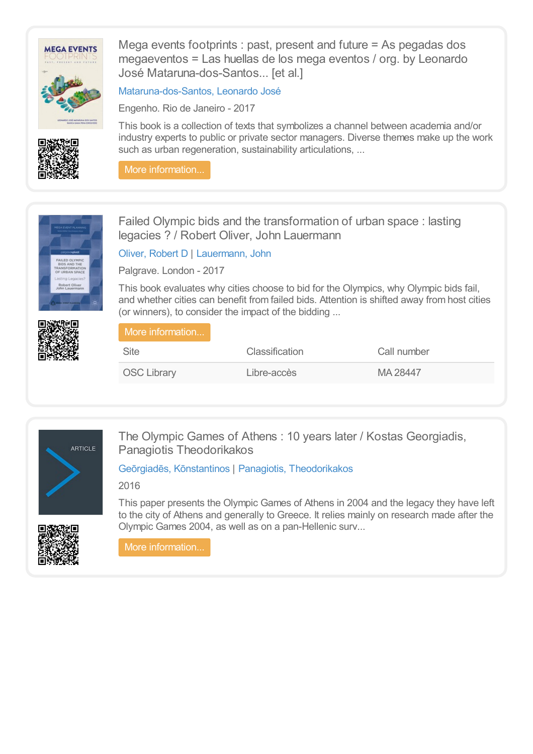## Mega events footprints : past, present and future = As pegadas dos megaeventos = Las huellas de los mega eventos / org. by Leonardo José Mataruna-dos-Santos... [et al.]

Mataruna-dos-Santos, Leonardo José

Engenho. Rio de Janeiro - 2017

This book is a collection of texts that symbolizes a channel between academia and/or industry experts to public or private sector managers. Diverse themes make up the work such as urban regeneration, sustainability articulations, ...

More information...

## Failed Olympic bids and the transformation of urban space : lasting legacies ? / Robert Oliver, John Lauermann

Oliver, Robert D | Lauermann, John

Palgrave. London - 2017

This book evaluates why cities choose to bid for the Olympics, why Olympic bids fail, and whether cities can benefit from failed bids. Attention is shifted away from host cities (or winners), to consider the impact of the bidding ...

More information...

| Site | Classification | Call number |
| --- | --- | --- |
| OSC Library | Libre-accès | MA 28447 |

## The Olympic Games of Athens : 10 years later / Kostas Georgiadis, Panagiotis Theodorikakos

Geōrgiadēs, Kōnstantinos | Panagiotis, Theodorikakos

2016

This paper presents the Olympic Games of Athens in 2004 and the legacy they have left to the city of Athens and generally to Greece. It relies mainly on research made after the Olympic Games 2004, as well as on a pan-Hellenic surv...

More information...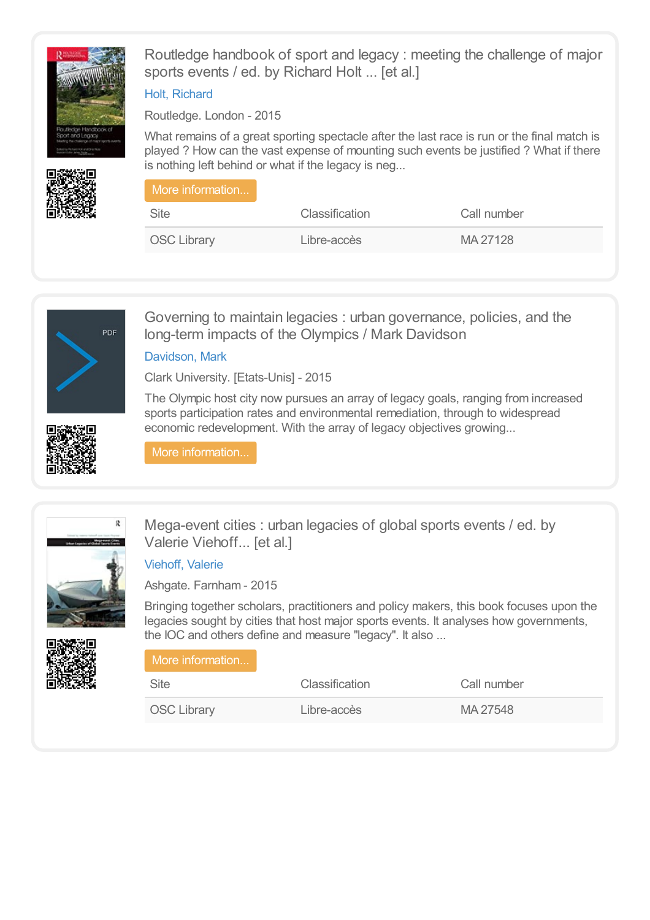## Routledge handbook of sport and legacy : meeting the challenge of major sports events / ed. by Richard Holt ... [et al.]

Holt, Richard

Routledge. London - 2015

What remains of a great sporting spectacle after the last race is run or the final match is played ? How can the vast expense of mounting such events be justified ? What if there is nothing left behind or what if the legacy is neg...

More information...

| Site | Classification | Call number |
|---|---|---|
| OSC Library | Libre-accès | MA 27128 |

## Governing to maintain legacies : urban governance, policies, and the long-term impacts of the Olympics / Mark Davidson

Davidson, Mark

Clark University. [Etats-Unis] - 2015

The Olympic host city now pursues an array of legacy goals, ranging from increased sports participation rates and environmental remediation, through to widespread economic redevelopment. With the array of legacy objectives growing...

More information...

## Mega-event cities : urban legacies of global sports events / ed. by Valerie Viehoff... [et al.]

Viehoff, Valerie

Ashgate. Farnham - 2015

Bringing together scholars, practitioners and policy makers, this book focuses upon the legacies sought by cities that host major sports events. It analyses how governments, the IOC and others define and measure "legacy". It also ...

More information...

| Site | Classification | Call number |
|---|---|---|
| OSC Library | Libre-accès | MA 27548 |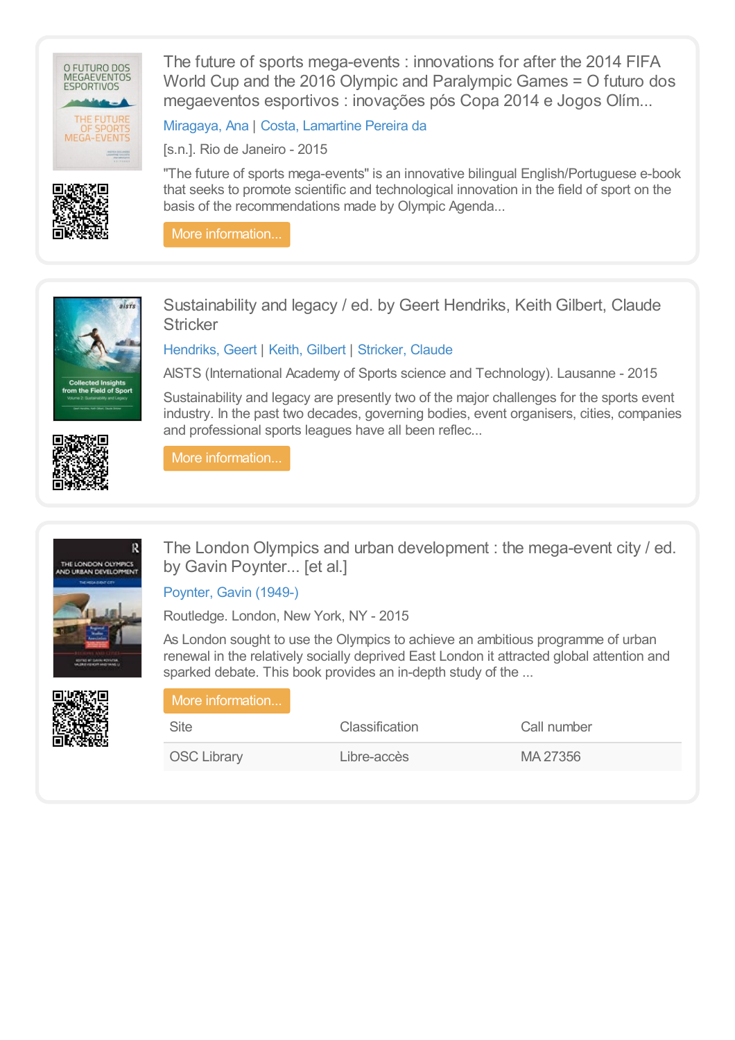## The future of sports mega-events : innovations for after the 2014 FIFA World Cup and the 2016 Olympic and Paralympic Games = O futuro dos megaeventos esportivos : inovações pós Copa 2014 e Jogos Olím...

Miragaya, Ana | Costa, Lamartine Pereira da

[s.n.]. Rio de Janeiro - 2015

"The future of sports mega-events" is an innovative bilingual English/Portuguese e-book that seeks to promote scientific and technological innovation in the field of sport on the basis of the recommendations made by Olympic Agenda...

More information...

## Sustainability and legacy / ed. by Geert Hendriks, Keith Gilbert, Claude Stricker

Hendriks, Geert | Keith, Gilbert | Stricker, Claude

AISTS (International Academy of Sports science and Technology). Lausanne - 2015

Sustainability and legacy are presently two of the major challenges for the sports event industry. In the past two decades, governing bodies, event organisers, cities, companies and professional sports leagues have all been reflec...

More information...

## The London Olympics and urban development : the mega-event city / ed. by Gavin Poynter... [et al.]

Poynter, Gavin (1949-)

Routledge. London, New York, NY - 2015

As London sought to use the Olympics to achieve an ambitious programme of urban renewal in the relatively socially deprived East London it attracted global attention and sparked debate. This book provides an in-depth study of the ...

More information...

| Site | Classification | Call number |
|---|---|---|
| OSC Library | Libre-accès | MA 27356 |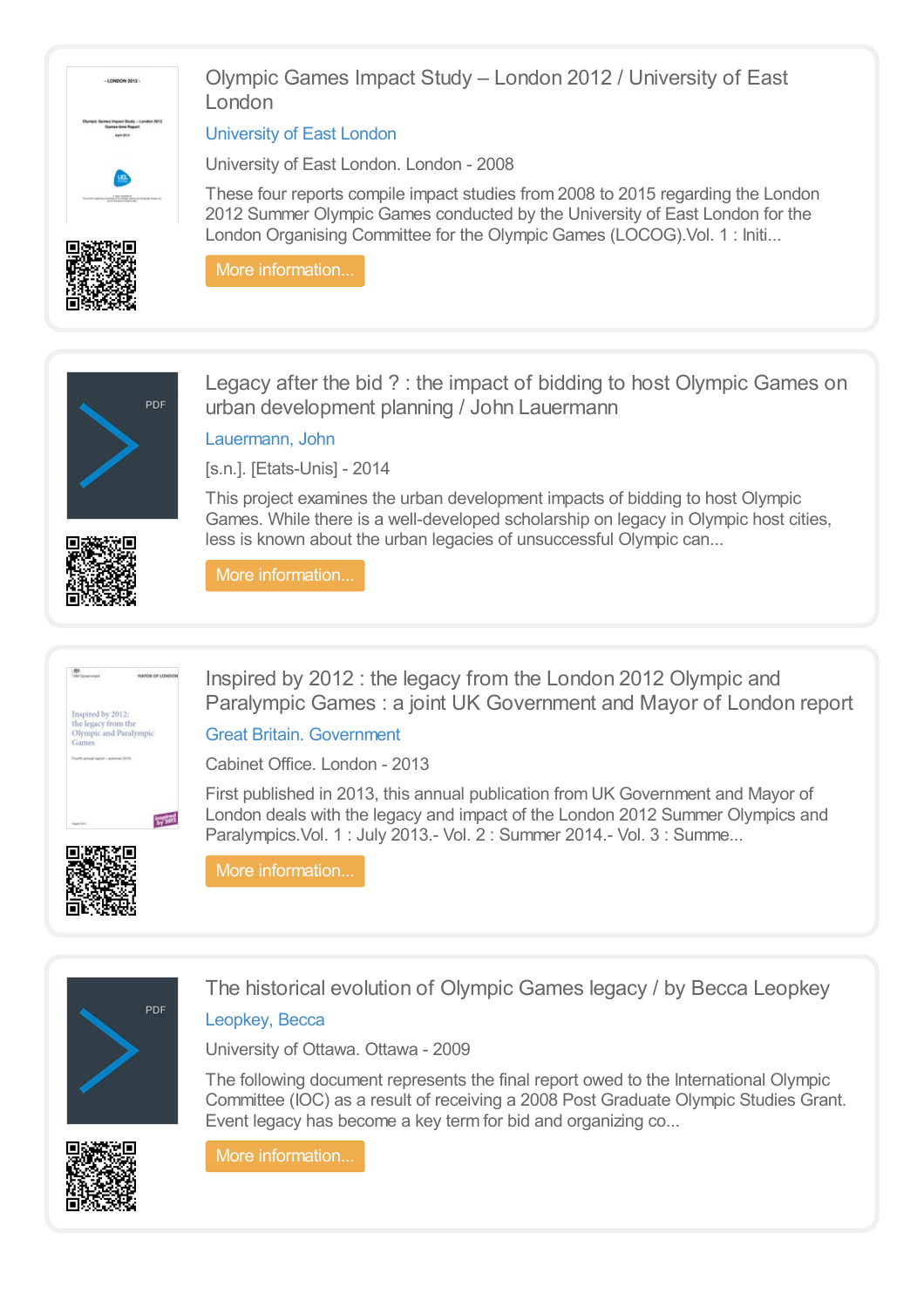## Olympic Games Impact Study – London 2012 / University of East London

University of East London

University of East London. London - 2008

These four reports compile impact studies from 2008 to 2015 regarding the London 2012 Summer Olympic Games conducted by the University of East London for the London Organising Committee for the Olympic Games (LOCOG).Vol. 1 : Initi...

More information...

## Legacy after the bid ? : the impact of bidding to host Olympic Games on urban development planning / John Lauermann

Lauermann, John

[s.n.]. [Etats-Unis] - 2014

This project examines the urban development impacts of bidding to host Olympic Games. While there is a well-developed scholarship on legacy in Olympic host cities, less is known about the urban legacies of unsuccessful Olympic can...

More information...

## Inspired by 2012 : the legacy from the London 2012 Olympic and Paralympic Games : a joint UK Government and Mayor of London report

Great Britain. Government

Cabinet Office. London - 2013

First published in 2013, this annual publication from UK Government and Mayor of London deals with the legacy and impact of the London 2012 Summer Olympics and Paralympics.Vol. 1 : July 2013.- Vol. 2 : Summer 2014.- Vol. 3 : Summe...

More information...

## The historical evolution of Olympic Games legacy / by Becca Leopkey

Leopkey, Becca

University of Ottawa. Ottawa - 2009

The following document represents the final report owed to the International Olympic Committee (IOC) as a result of receiving a 2008 Post Graduate Olympic Studies Grant. Event legacy has become a key term for bid and organizing co...

More information...